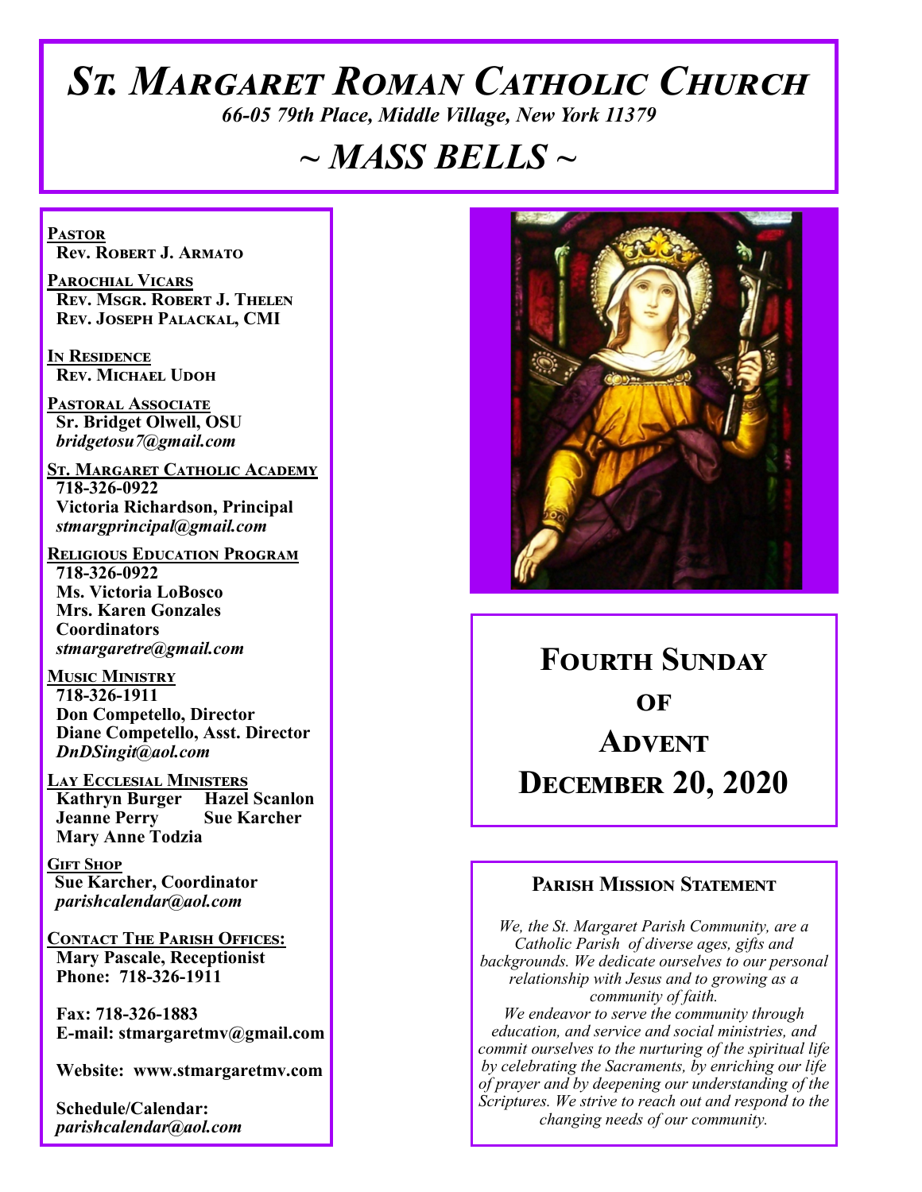# St. Margaret Roman Catholic Church

*66-05 79th Place, Middle Village, New York 11379*

## ~ MASS BELLS ~

**Pastor**
Rev. Robert J. Armato

**Parochial Vicars**
Rev. Msgr. Robert J. Thelen
Rev. Joseph Palackal, CMI

**In Residence**
Rev. Michael Udoh

**Pastoral Associate**
Sr. Bridget Olwell, OSU
*bridgetosu7@gmail.com*

**St. Margaret Catholic Academy**
718-326-0922
Victoria Richardson, Principal
*stmargprincipal@gmail.com*

**Religious Education Program**
718-326-0922
Ms. Victoria LoBosco
Mrs. Karen Gonzales
Coordinators
*stmargaretre@gmail.com*

**Music Ministry**
718-326-1911
Don Competello, Director
Diane Competello, Asst. Director
*DnDSingit@aol.com*

**Lay Ecclesial Ministers**
Kathryn Burger
Hazel Scanlon
Jeanne Perry
Sue Karcher
Mary Anne Todzia

**Gift Shop**
Sue Karcher, Coordinator
*parishcalendar@aol.com*

**Contact The Parish Offices:**
Mary Pascale, Receptionist
Phone: 718-326-1911

Fax: 718-326-1883
E-mail: stmargaretmv@gmail.com

Website: www.stmargaretmv.com

Schedule/Calendar:
*parishcalendar@aol.com*

## Fourth Sunday of Advent
## December 20, 2020

### Parish Mission Statement

*We, the St. Margaret Parish Community, are a Catholic Parish of diverse ages, gifts and backgrounds. We dedicate ourselves to our personal relationship with Jesus and to growing as a community of faith.*
*We endeavor to serve the community through education, and service and social ministries, and commit ourselves to the nurturing of the spiritual life by celebrating the Sacraments, by enriching our life of prayer and by deepening our understanding of the Scriptures. We strive to reach out and respond to the changing needs of our community.*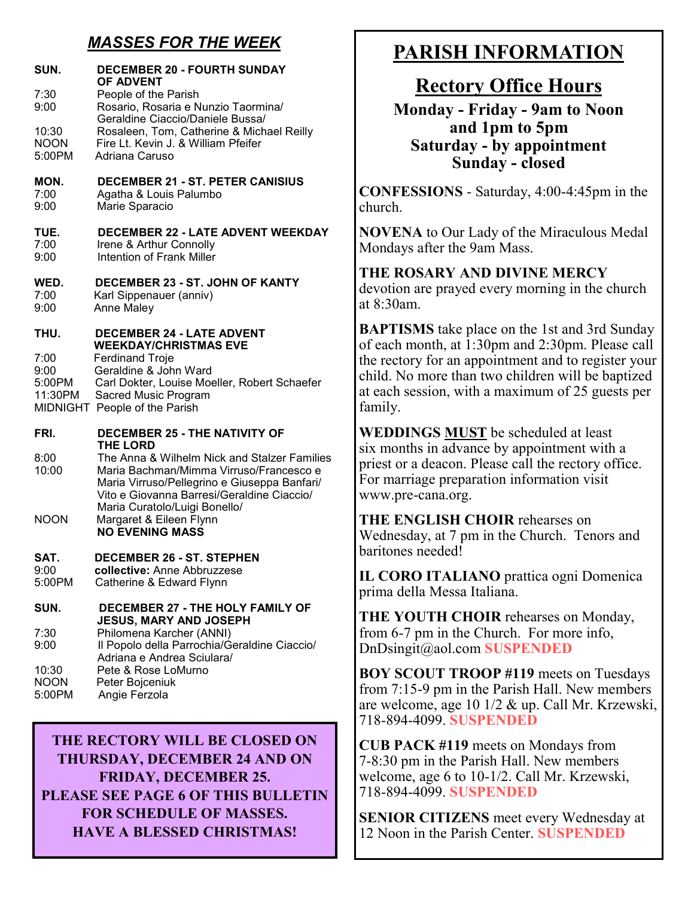## *MASSES FOR THE WEEK*

**SUN. DECEMBER 20 - FOURTH SUNDAY OF ADVENT**

- 7:30 People of the Parish
- 9:00 Rosario, Rosaria e Nunzio Taormina/ Geraldine Ciaccio/Daniele Bussa/
- 10:30 Rosaleen, Tom, Catherine & Michael Reilly
- NOON Fire Lt. Kevin J. & William Pfeifer
- 5:00PM Adriana Caruso

**MON. DECEMBER 21 - ST. PETER CANISIUS**

- 7:00 Agatha & Louis Palumbo
- 9:00 Marie Sparacio

**TUE. DECEMBER 22 - LATE ADVENT WEEKDAY**

- 7:00 Irene & Arthur Connolly
- 9:00 Intention of Frank Miller

**WED. DECEMBER 23 - ST. JOHN OF KANTY**

- 7:00 Karl Sippenauer (anniv)
- 9:00 Anne Maley

**THU. DECEMBER 24 - LATE ADVENT WEEKDAY/CHRISTMAS EVE**

- 7:00 Ferdinand Troje
- 9:00 Geraldine & John Ward
- 5:00PM Carl Dokter, Louise Moeller, Robert Schaefer
- 11:30PM Sacred Music Program
- MIDNIGHT People of the Parish

**FRI. DECEMBER 25 - THE NATIVITY OF THE LORD**

- 8:00 The Anna & Wilhelm Nick and Stalzer Families
- 10:00 Maria Bachman/Mimma Virruso/Francesco e Maria Virruso/Pellegrino e Giuseppa Banfari/ Vito e Giovanna Barresi/Geraldine Ciaccio/ Maria Curatolo/Luigi Bonello/
- NOON Margaret & Eileen Flynn

**NO EVENING MASS**

**SAT. DECEMBER 26 - ST. STEPHEN**

- 9:00 **collective:** Anne Abbruzzese
- 5:00PM Catherine & Edward Flynn

**SUN. DECEMBER 27 - THE HOLY FAMILY OF JESUS, MARY AND JOSEPH**

- 7:30 Philomena Karcher (ANNI)
- 9:00 Il Popolo della Parrochia/Geraldine Ciaccio/ Adriana e Andrea Sciulara/
- 10:30 Pete & Rose LoMurno
- NOON Peter Bojceniuk
- 5:00PM Angie Ferzola

**THE RECTORY WILL BE CLOSED ON THURSDAY, DECEMBER 24 AND ON FRIDAY, DECEMBER 25.**
**PLEASE SEE PAGE 6 OF THIS BULLETIN FOR SCHEDULE OF MASSES.**
**HAVE A BLESSED CHRISTMAS!**

# PARISH INFORMATION

## Rectory Office Hours

**Monday - Friday - 9am to Noon and 1pm to 5pm**
**Saturday - by appointment**
**Sunday - closed**

**CONFESSIONS** - Saturday, 4:00-4:45pm in the church.

**NOVENA** to Our Lady of the Miraculous Medal Mondays after the 9am Mass.

**THE ROSARY AND DIVINE MERCY** devotion are prayed every morning in the church at 8:30am.

**BAPTISMS** take place on the 1st and 3rd Sunday of each month, at 1:30pm and 2:30pm. Please call the rectory for an appointment and to register your child. No more than two children will be baptized at each session, with a maximum of 25 guests per family.

**WEDDINGS MUST** be scheduled at least six months in advance by appointment with a priest or a deacon. Please call the rectory office. For marriage preparation information visit www.pre-cana.org.

**THE ENGLISH CHOIR** rehearses on Wednesday, at 7 pm in the Church. Tenors and baritones needed!

**IL CORO ITALIANO** prattica ogni Domenica prima della Messa Italiana.

**THE YOUTH CHOIR** rehearses on Monday, from 6-7 pm in the Church. For more info, DnDsingit@aol.com **SUSPENDED**

**BOY SCOUT TROOP #119** meets on Tuesdays from 7:15-9 pm in the Parish Hall. New members are welcome, age 10 1/2 & up. Call Mr. Krzewski, 718-894-4099. **SUSPENDED**

**CUB PACK #119** meets on Mondays from 7-8:30 pm in the Parish Hall. New members welcome, age 6 to 10-1/2. Call Mr. Krzewski, 718-894-4099. **SUSPENDED**

**SENIOR CITIZENS** meet every Wednesday at 12 Noon in the Parish Center. **SUSPENDED**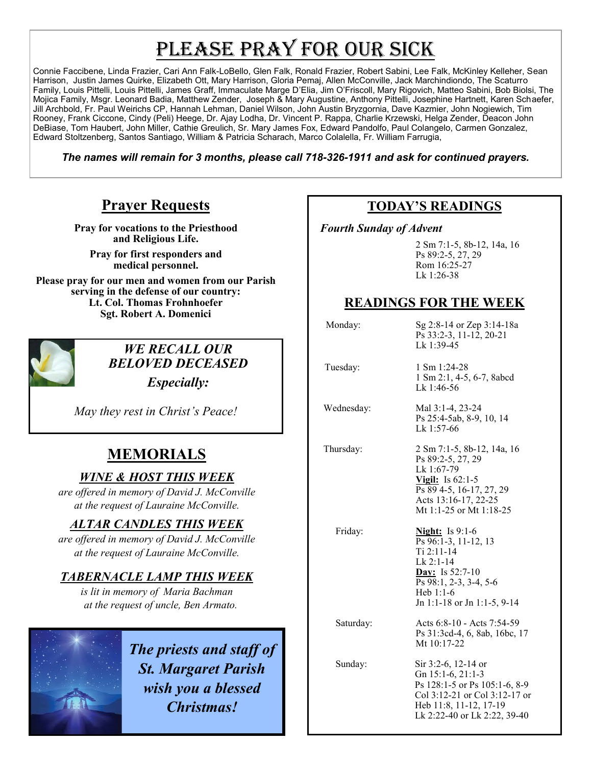# Please Pray for our Sick

Connie Faccibene, Linda Frazier, Cari Ann Falk-LoBello, Glen Falk, Ronald Frazier, Robert Sabini, Lee Falk, McKinley Kelleher, Sean Harrison, Justin James Quirke, Elizabeth Ott, Mary Harrison, Gloria Pemaj, Allen McConville, Jack Marchindiondo, The Scaturro Family, Louis Pittelli, Louis Pittelli, James Graff, Immaculate Marge D'Elia, Jim O'Friscoll, Mary Rigovich, Matteo Sabini, Bob Biolsi, The Mojica Family, Msgr. Leonard Badia, Matthew Zender, Joseph & Mary Augustine, Anthony Pittelli, Josephine Hartnett, Karen Schaefer, Jill Archbold, Fr. Paul Weirichs CP, Hannah Lehman, Daniel Wilson, John Austin Bryzgornia, Dave Kazmier, John Nogiewich, Tim Rooney, Frank Ciccone, Cindy (Peli) Heege, Dr. Ajay Lodha, Dr. Vincent P. Rappa, Charlie Krzewski, Helga Zender, Deacon John DeBiase, Tom Haubert, John Miller, Cathie Greulich, Sr. Mary James Fox, Edward Pandolfo, Paul Colangelo, Carmen Gonzalez, Edward Stoltzenberg, Santos Santiago, William & Patricia Scharach, Marco Colalella, Fr. William Farrugia,

***The names will remain for 3 months, please call 718-326-1911 and ask for continued prayers.***

## Prayer Requests

**Pray for vocations to the Priesthood and Religious Life.**

**Pray for first responders and medical personnel.**

**Please pray for our men and women from our Parish serving in the defense of our country:**
**Lt. Col. Thomas Frohnhoefer**
**Sgt. Robert A. Domenici**

### *WE RECALL OUR BELOVED DECEASED*

***Especially:***

*May they rest in Christ's Peace!*

## MEMORIALS

### *WINE & HOST THIS WEEK*

*are offered in memory of David J. McConville at the request of Lauraine McConville.*

### *ALTAR CANDLES THIS WEEK*

*are offered in memory of David J. McConville at the request of Lauraine McConville.*

### *TABERNACLE LAMP THIS WEEK*

*is lit in memory of Maria Bachman at the request of uncle, Ben Armato.*

***The priests and staff of St. Margaret Parish wish you a blessed Christmas!***

## TODAY'S READINGS

*Fourth Sunday of Advent*

2 Sm 7:1-5, 8b-12, 14a, 16
Ps 89:2-5, 27, 29
Rom 16:25-27
Lk 1:26-38

## READINGS FOR THE WEEK

| | |
|---|---|
| Monday: | Sg 2:8-14 or Zep 3:14-18a<br>Ps 33:2-3, 11-12, 20-21<br>Lk 1:39-45 |
| Tuesday: | 1 Sm 1:24-28<br>1 Sm 2:1, 4-5, 6-7, 8abcd<br>Lk 1:46-56 |
| Wednesday: | Mal 3:1-4, 23-24<br>Ps 25:4-5ab, 8-9, 10, 14<br>Lk 1:57-66 |
| Thursday: | 2 Sm 7:1-5, 8b-12, 14a, 16<br>Ps 89:2-5, 27, 29<br>Lk 1:67-79<br>**Vigil:** Is 62:1-5<br>Ps 89 4-5, 16-17, 27, 29<br>Acts 13:16-17, 22-25<br>Mt 1:1-25 or Mt 1:18-25 |
| Friday: | **Night:** Is 9:1-6<br>Ps 96:1-3, 11-12, 13<br>Ti 2:11-14<br>Lk 2:1-14<br>**Day:** Is 52:7-10<br>Ps 98:1, 2-3, 3-4, 5-6<br>Heb 1:1-6<br>Jn 1:1-18 or Jn 1:1-5, 9-14 |
| Saturday: | Acts 6:8-10 - Acts 7:54-59<br>Ps 31:3cd-4, 6, 8ab, 16bc, 17<br>Mt 10:17-22 |
| Sunday: | Sir 3:2-6, 12-14 or<br>Gn 15:1-6, 21:1-3<br>Ps 128:1-5 or Ps 105:1-6, 8-9<br>Col 3:12-21 or Col 3:12-17 or<br>Heb 11:8, 11-12, 17-19<br>Lk 2:22-40 or Lk 2:22, 39-40 |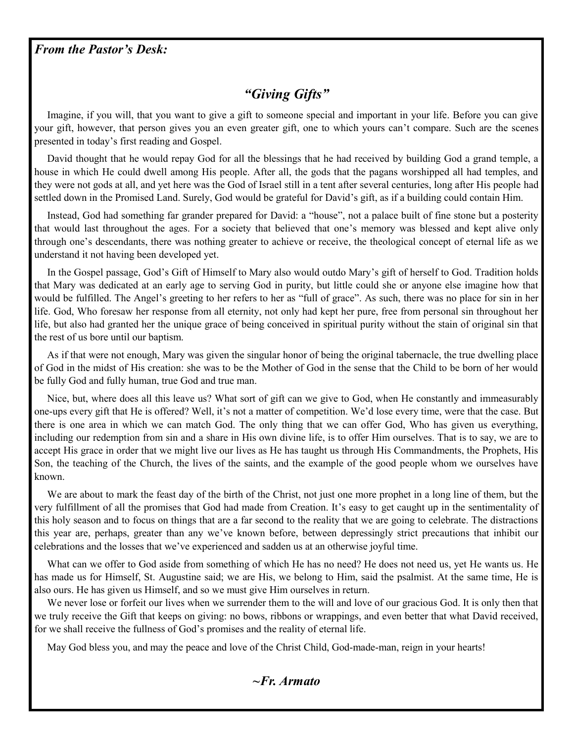***From the Pastor's Desk:***

## *"Giving Gifts"*

Imagine, if you will, that you want to give a gift to someone special and important in your life. Before you can give your gift, however, that person gives you an even greater gift, one to which yours can't compare. Such are the scenes presented in today's first reading and Gospel.

David thought that he would repay God for all the blessings that he had received by building God a grand temple, a house in which He could dwell among His people. After all, the gods that the pagans worshipped all had temples, and they were not gods at all, and yet here was the God of Israel still in a tent after several centuries, long after His people had settled down in the Promised Land. Surely, God would be grateful for David's gift, as if a building could contain Him.

Instead, God had something far grander prepared for David: a "house", not a palace built of fine stone but a posterity that would last throughout the ages. For a society that believed that one's memory was blessed and kept alive only through one's descendants, there was nothing greater to achieve or receive, the theological concept of eternal life as we understand it not having been developed yet.

In the Gospel passage, God's Gift of Himself to Mary also would outdo Mary's gift of herself to God. Tradition holds that Mary was dedicated at an early age to serving God in purity, but little could she or anyone else imagine how that would be fulfilled. The Angel's greeting to her refers to her as "full of grace". As such, there was no place for sin in her life. God, Who foresaw her response from all eternity, not only had kept her pure, free from personal sin throughout her life, but also had granted her the unique grace of being conceived in spiritual purity without the stain of original sin that the rest of us bore until our baptism.

As if that were not enough, Mary was given the singular honor of being the original tabernacle, the true dwelling place of God in the midst of His creation: she was to be the Mother of God in the sense that the Child to be born of her would be fully God and fully human, true God and true man.

Nice, but, where does all this leave us? What sort of gift can we give to God, when He constantly and immeasurably one-ups every gift that He is offered? Well, it's not a matter of competition. We'd lose every time, were that the case. But there is one area in which we can match God. The only thing that we can offer God, Who has given us everything, including our redemption from sin and a share in His own divine life, is to offer Him ourselves. That is to say, we are to accept His grace in order that we might live our lives as He has taught us through His Commandments, the Prophets, His Son, the teaching of the Church, the lives of the saints, and the example of the good people whom we ourselves have known.

We are about to mark the feast day of the birth of the Christ, not just one more prophet in a long line of them, but the very fulfillment of all the promises that God had made from Creation. It's easy to get caught up in the sentimentality of this holy season and to focus on things that are a far second to the reality that we are going to celebrate. The distractions this year are, perhaps, greater than any we've known before, between depressingly strict precautions that inhibit our celebrations and the losses that we've experienced and sadden us at an otherwise joyful time.

What can we offer to God aside from something of which He has no need? He does not need us, yet He wants us. He has made us for Himself, St. Augustine said; we are His, we belong to Him, said the psalmist. At the same time, He is also ours. He has given us Himself, and so we must give Him ourselves in return.

We never lose or forfeit our lives when we surrender them to the will and love of our gracious God. It is only then that we truly receive the Gift that keeps on giving: no bows, ribbons or wrappings, and even better that what David received, for we shall receive the fullness of God's promises and the reality of eternal life.

May God bless you, and may the peace and love of the Christ Child, God-made-man, reign in your hearts!

***~Fr. Armato***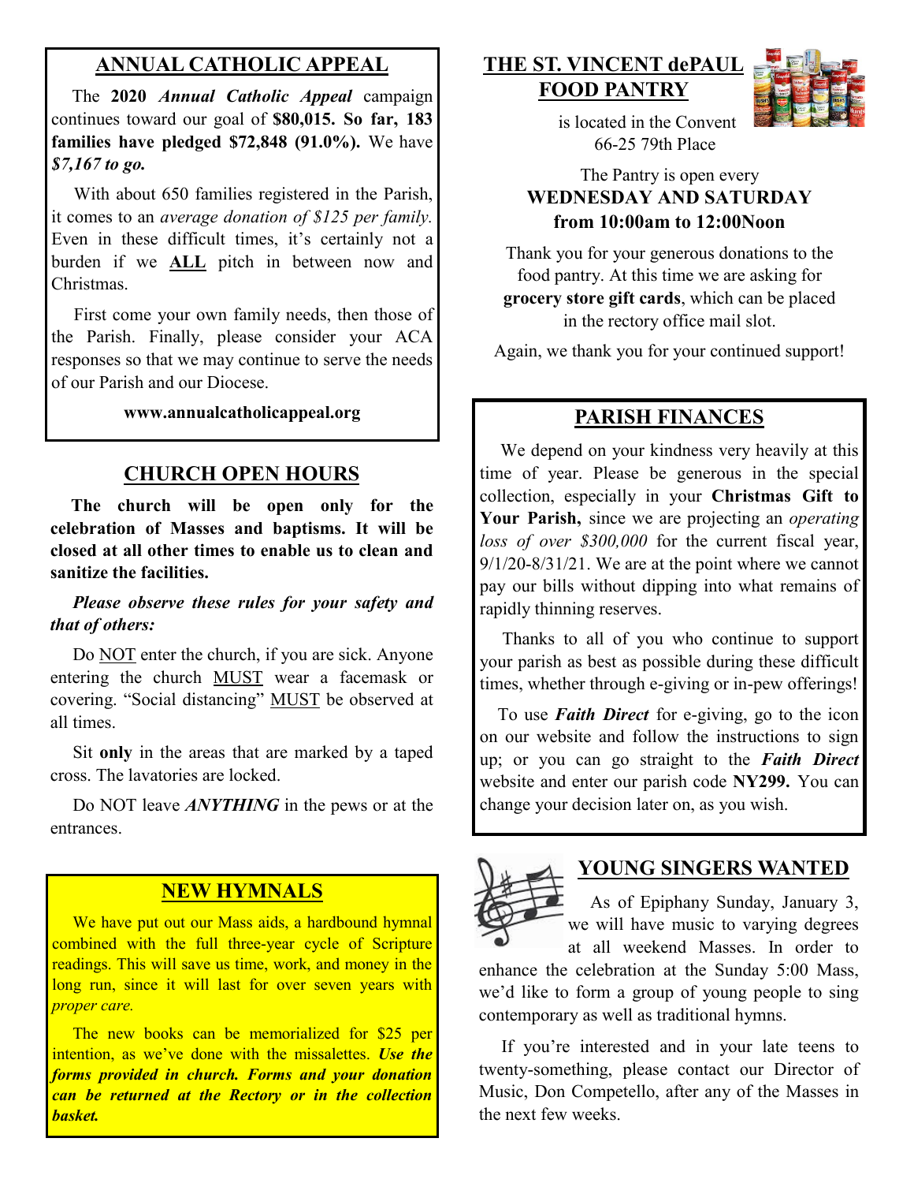## ANNUAL CATHOLIC APPEAL

The **2020** ***Annual Catholic Appeal*** campaign continues toward our goal of **$80,015. So far, 183 families have pledged $72,848 (91.0%).** We have ***$7,167 to go.***

With about 650 families registered in the Parish, it comes to an *average donation of $125 per family.* Even in these difficult times, it's certainly not a burden if we **ALL** pitch in between now and Christmas.

First come your own family needs, then those of the Parish. Finally, please consider your ACA responses so that we may continue to serve the needs of our Parish and our Diocese.

**www.annualcatholicappeal.org**

## CHURCH OPEN HOURS

**The church will be open only for the celebration of Masses and baptisms. It will be closed at all other times to enable us to clean and sanitize the facilities.**

***Please observe these rules for your safety and that of others:***

Do NOT enter the church, if you are sick. Anyone entering the church MUST wear a facemask or covering. "Social distancing" MUST be observed at all times.

Sit **only** in the areas that are marked by a taped cross. The lavatories are locked.

Do NOT leave ***ANYTHING*** in the pews or at the entrances.

## NEW HYMNALS

We have put out our Mass aids, a hardbound hymnal combined with the full three-year cycle of Scripture readings. This will save us time, work, and money in the long run, since it will last for over seven years with *proper care.*

The new books can be memorialized for $25 per intention, as we've done with the missalettes. ***Use the forms provided in church. Forms and your donation can be returned at the Rectory or in the collection basket.***

## THE ST. VINCENT dePAUL FOOD PANTRY

is located in the Convent
66-25 79th Place

The Pantry is open every
**WEDNESDAY AND SATURDAY**
**from 10:00am to 12:00Noon**

Thank you for your generous donations to the food pantry. At this time we are asking for **grocery store gift cards**, which can be placed in the rectory office mail slot.

Again, we thank you for your continued support!

## PARISH FINANCES

We depend on your kindness very heavily at this time of year. Please be generous in the special collection, especially in your **Christmas Gift to Your Parish,** since we are projecting an *operating loss of over $300,000* for the current fiscal year, 9/1/20-8/31/21. We are at the point where we cannot pay our bills without dipping into what remains of rapidly thinning reserves.

Thanks to all of you who continue to support your parish as best as possible during these difficult times, whether through e-giving or in-pew offerings!

To use ***Faith Direct*** for e-giving, go to the icon on our website and follow the instructions to sign up; or you can go straight to the ***Faith Direct*** website and enter our parish code **NY299.** You can change your decision later on, as you wish.

## YOUNG SINGERS WANTED

As of Epiphany Sunday, January 3, we will have music to varying degrees at all weekend Masses. In order to enhance the celebration at the Sunday 5:00 Mass, we'd like to form a group of young people to sing contemporary as well as traditional hymns.

If you're interested and in your late teens to twenty-something, please contact our Director of Music, Don Competello, after any of the Masses in the next few weeks.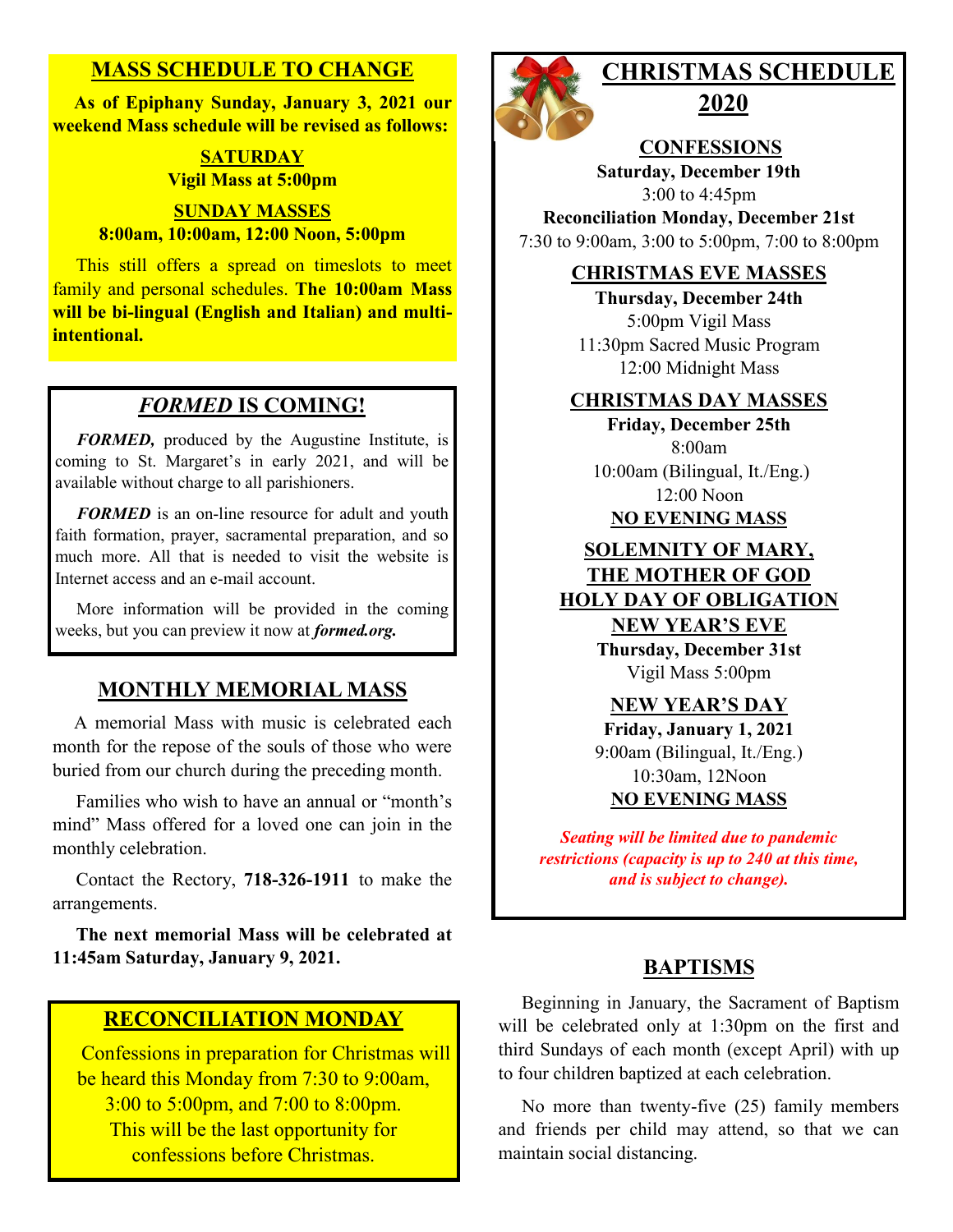## MASS SCHEDULE TO CHANGE

**As of Epiphany Sunday, January 3, 2021 our weekend Mass schedule will be revised as follows:**

**SATURDAY**
**Vigil Mass at 5:00pm**

**SUNDAY MASSES**
**8:00am, 10:00am, 12:00 Noon, 5:00pm**

This still offers a spread on timeslots to meet family and personal schedules. **The 10:00am Mass will be bi-lingual (English and Italian) and multi-intentional.**

## *FORMED* IS COMING!

***FORMED,*** produced by the Augustine Institute, is coming to St. Margaret's in early 2021, and will be available without charge to all parishioners.

***FORMED*** is an on-line resource for adult and youth faith formation, prayer, sacramental preparation, and so much more. All that is needed to visit the website is Internet access and an e-mail account.

More information will be provided in the coming weeks, but you can preview it now at ***formed.org.***

## MONTHLY MEMORIAL MASS

A memorial Mass with music is celebrated each month for the repose of the souls of those who were buried from our church during the preceding month.

Families who wish to have an annual or "month's mind" Mass offered for a loved one can join in the monthly celebration.

Contact the Rectory, **718-326-1911** to make the arrangements.

**The next memorial Mass will be celebrated at 11:45am Saturday, January 9, 2021.**

## RECONCILIATION MONDAY

Confessions in preparation for Christmas will be heard this Monday from 7:30 to 9:00am, 3:00 to 5:00pm, and 7:00 to 8:00pm. This will be the last opportunity for confessions before Christmas.

## CHRISTMAS SCHEDULE 2020

**CONFESSIONS**
**Saturday, December 19th**
3:00 to 4:45pm
**Reconciliation Monday, December 21st**
7:30 to 9:00am, 3:00 to 5:00pm, 7:00 to 8:00pm

**CHRISTMAS EVE MASSES**
**Thursday, December 24th**
5:00pm Vigil Mass
11:30pm Sacred Music Program
12:00 Midnight Mass

**CHRISTMAS DAY MASSES**
**Friday, December 25th**
8:00am
10:00am (Bilingual, It./Eng.)
12:00 Noon
**NO EVENING MASS**

**SOLEMNITY OF MARY, THE MOTHER OF GOD**
**HOLY DAY OF OBLIGATION**

**NEW YEAR'S EVE**
**Thursday, December 31st**
Vigil Mass 5:00pm

**NEW YEAR'S DAY**
**Friday, January 1, 2021**
9:00am (Bilingual, It./Eng.)
10:30am, 12Noon
**NO EVENING MASS**

***Seating will be limited due to pandemic restrictions (capacity is up to 240 at this time, and is subject to change).***

## BAPTISMS

Beginning in January, the Sacrament of Baptism will be celebrated only at 1:30pm on the first and third Sundays of each month (except April) with up to four children baptized at each celebration.

No more than twenty-five (25) family members and friends per child may attend, so that we can maintain social distancing.